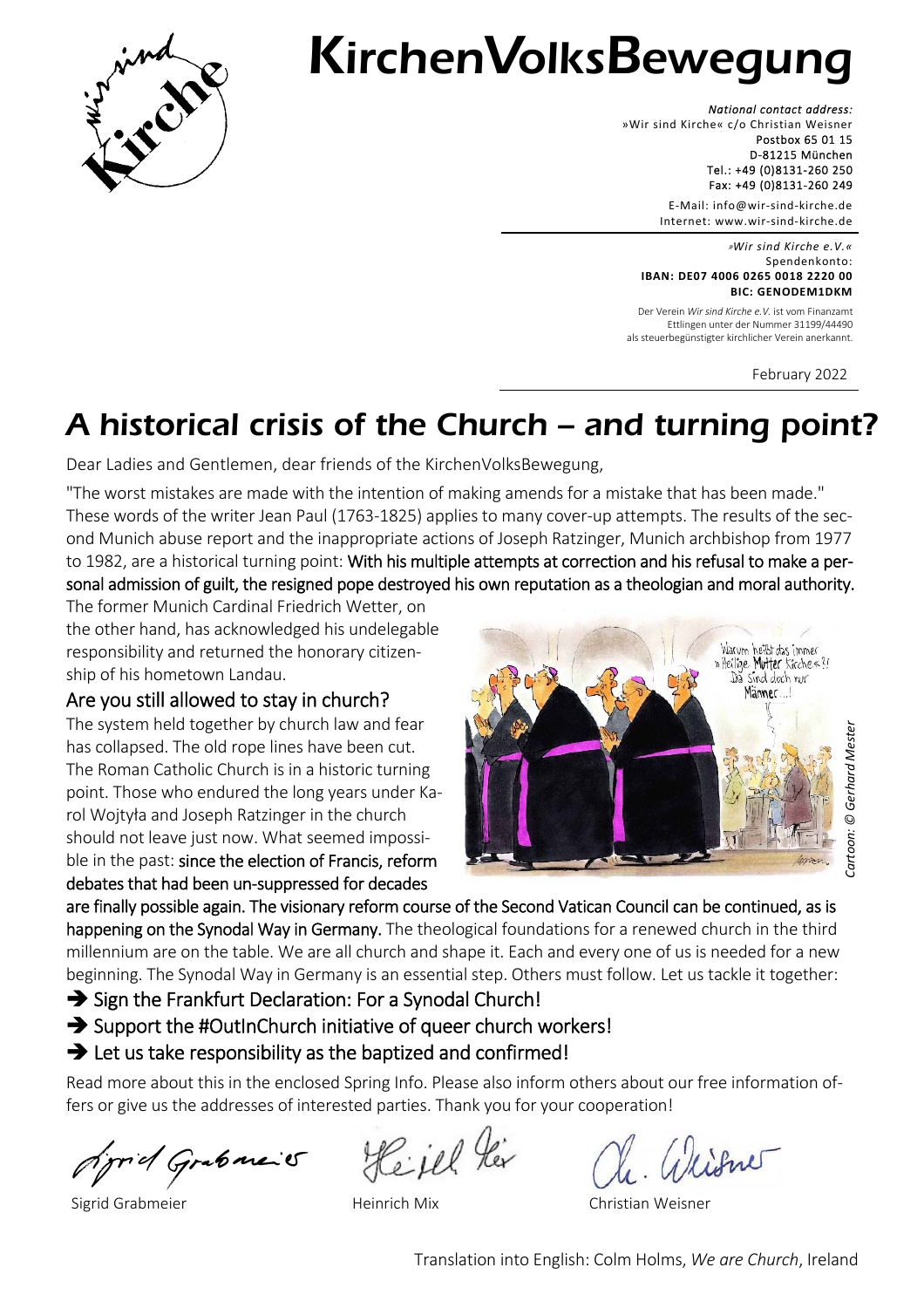# KirchenVolksBewegung

*National contact address:*
»Wir sind Kirche« c/o Christian Weisner
Postbox 65 01 15
D-81215 München
Tel.: +49 (0)8131-260 250
Fax: +49 (0)8131-260 249

E-Mail: info@wir-sind-kirche.de
Internet: www.wir-sind-kirche.de

*»Wir sind Kirche e.V.«*
Spendenkonto:
**IBAN: DE07 4006 0265 0018 2220 00**
**BIC: GENODEM1DKM**

Der Verein *Wir sind Kirche e.V.* ist vom Finanzamt Ettlingen unter der Nummer 31199/44490 als steuerbegünstigter kirchlicher Verein anerkannt.

February 2022

# *A historical crisis of the Church – and turning point?*

Dear Ladies and Gentlemen, dear friends of the KirchenVolksBewegung,

"The worst mistakes are made with the intention of making amends for a mistake that has been made." These words of the writer Jean Paul (1763-1825) applies to many cover-up attempts. The results of the second Munich abuse report and the inappropriate actions of Joseph Ratzinger, Munich archbishop from 1977 to 1982, are a historical turning point: **With his multiple attempts at correction and his refusal to make a personal admission of guilt, the resigned pope destroyed his own reputation as a theologian and moral authority.** The former Munich Cardinal Friedrich Wetter, on the other hand, has acknowledged his undelegable responsibility and returned the honorary citizenship of his hometown Landau.

## Are you still allowed to stay in church?

The system held together by church law and fear has collapsed. The old rope lines have been cut. The Roman Catholic Church is in a historic turning point. Those who endured the long years under Karol Wojtyła and Joseph Ratzinger in the church should not leave just now. What seemed impossible in the past: **since the election of Francis, reform debates that had been un-suppressed for decades are finally possible again. The visionary reform course of the Second Vatican Council can be continued, as is happening on the Synodal Way in Germany.** The theological foundations for a renewed church in the third millennium are on the table. We are all church and shape it. Each and every one of us is needed for a new beginning. The Synodal Way in Germany is an essential step. Others must follow. Let us tackle it together:

*Cartoon: © Gerhard Mester*

- ➔ **Sign the Frankfurt Declaration: For a Synodal Church!**
- ➔ **Support the #OutInChurch initiative of queer church workers!**
- ➔ **Let us take responsibility as the baptized and confirmed!**

Read more about this in the enclosed Spring Info. Please also inform others about our free information offers or give us the addresses of interested parties. Thank you for your cooperation!

Sigrid Grabmeier | Heinrich Mix | Christian Weisner

Translation into English: Colm Holms, *We are Church*, Ireland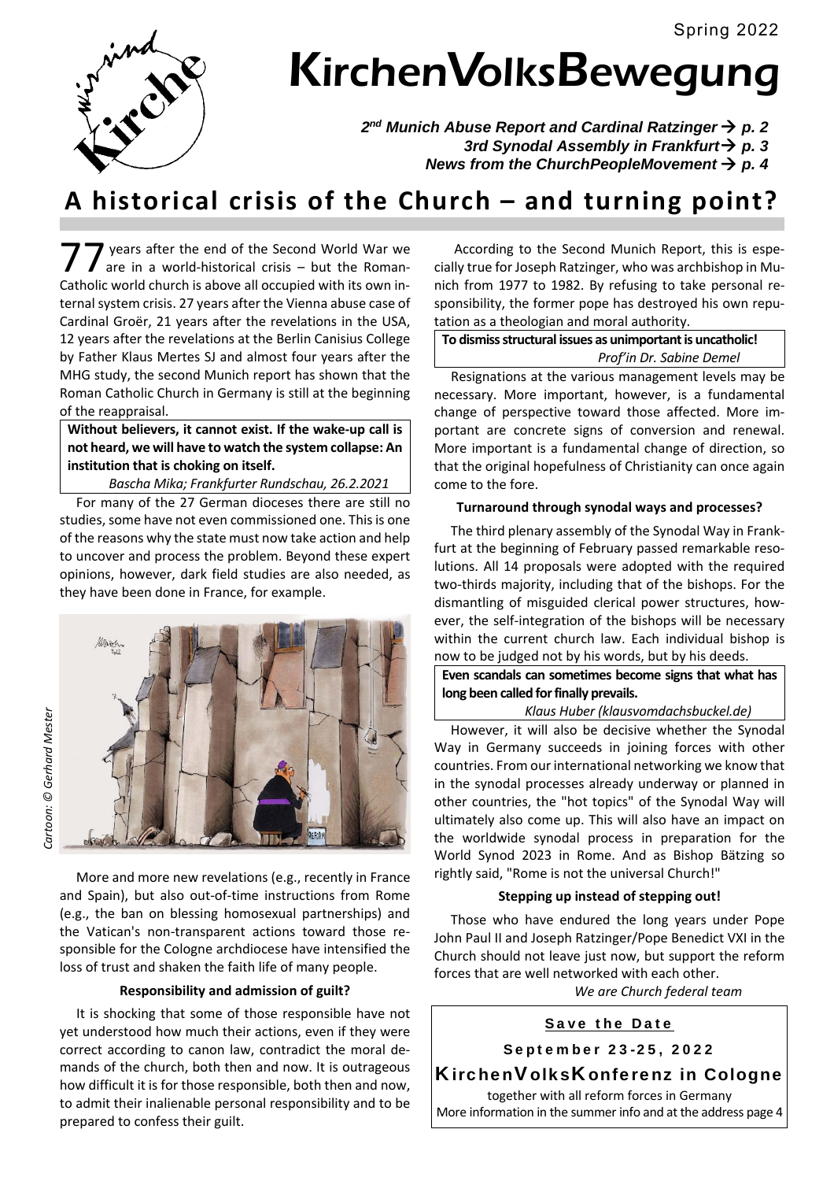Spring 2022

# KirchenVolksBewegung

***2nd Munich Abuse Report and Cardinal Ratzinger → p. 2***
***3rd Synodal Assembly in Frankfurt → p. 3***
***News from the ChurchPeopleMovement → p. 4***

## A historical crisis of the Church – and turning point?

77 years after the end of the Second World War we are in a world-historical crisis – but the Roman-Catholic world church is above all occupied with its own internal system crisis. 27 years after the Vienna abuse case of Cardinal Groër, 21 years after the revelations in the USA, 12 years after the revelations at the Berlin Canisius College by Father Klaus Mertes SJ and almost four years after the MHG study, the second Munich report has shown that the Roman Catholic Church in Germany is still at the beginning of the reappraisal.

> **Without believers, it cannot exist. If the wake-up call is not heard, we will have to watch the system collapse: An institution that is choking on itself.**
> *Bascha Mika; Frankfurter Rundschau, 26.2.2021*

For many of the 27 German dioceses there are still no studies, some have not even commissioned one. This is one of the reasons why the state must now take action and help to uncover and process the problem. Beyond these expert opinions, however, dark field studies are also needed, as they have been done in France, for example.

*Cartoon: © Gerhard Mester*

More and more new revelations (e.g., recently in France and Spain), but also out-of-time instructions from Rome (e.g., the ban on blessing homosexual partnerships) and the Vatican's non-transparent actions toward those responsible for the Cologne archdiocese have intensified the loss of trust and shaken the faith life of many people.

### Responsibility and admission of guilt?

It is shocking that some of those responsible have not yet understood how much their actions, even if they were correct according to canon law, contradict the moral demands of the church, both then and now. It is outrageous how difficult it is for those responsible, both then and now, to admit their inalienable personal responsibility and to be prepared to confess their guilt.

According to the Second Munich Report, this is especially true for Joseph Ratzinger, who was archbishop in Munich from 1977 to 1982. By refusing to take personal responsibility, the former pope has destroyed his own reputation as a theologian and moral authority.

> **To dismiss structural issues as unimportant is uncatholic!**
> *Prof'in Dr. Sabine Demel*

Resignations at the various management levels may be necessary. More important, however, is a fundamental change of perspective toward those affected. More important are concrete signs of conversion and renewal. More important is a fundamental change of direction, so that the original hopefulness of Christianity can once again come to the fore.

### Turnaround through synodal ways and processes?

The third plenary assembly of the Synodal Way in Frankfurt at the beginning of February passed remarkable resolutions. All 14 proposals were adopted with the required two-thirds majority, including that of the bishops. For the dismantling of misguided clerical power structures, however, the self-integration of the bishops will be necessary within the current church law. Each individual bishop is now to be judged not by his words, but by his deeds.

> **Even scandals can sometimes become signs that what has long been called for finally prevails.**
> *Klaus Huber (klausvomdachsbuckel.de)*

However, it will also be decisive whether the Synodal Way in Germany succeeds in joining forces with other countries. From our international networking we know that in the synodal processes already underway or planned in other countries, the "hot topics" of the Synodal Way will ultimately also come up. This will also have an impact on the worldwide synodal process in preparation for the World Synod 2023 in Rome. And as Bishop Bätzing so rightly said, "Rome is not the universal Church!"

### Stepping up instead of stepping out!

Those who have endured the long years under Pope John Paul II and Joseph Ratzinger/Pope Benedict VXI in the Church should not leave just now, but support the reform forces that are well networked with each other.

*We are Church federal team*

---

**Save the Date**

**September 23-25, 2022**

**KirchenVolksKonferenz in Cologne**

together with all reform forces in Germany
More information in the summer info and at the address page 4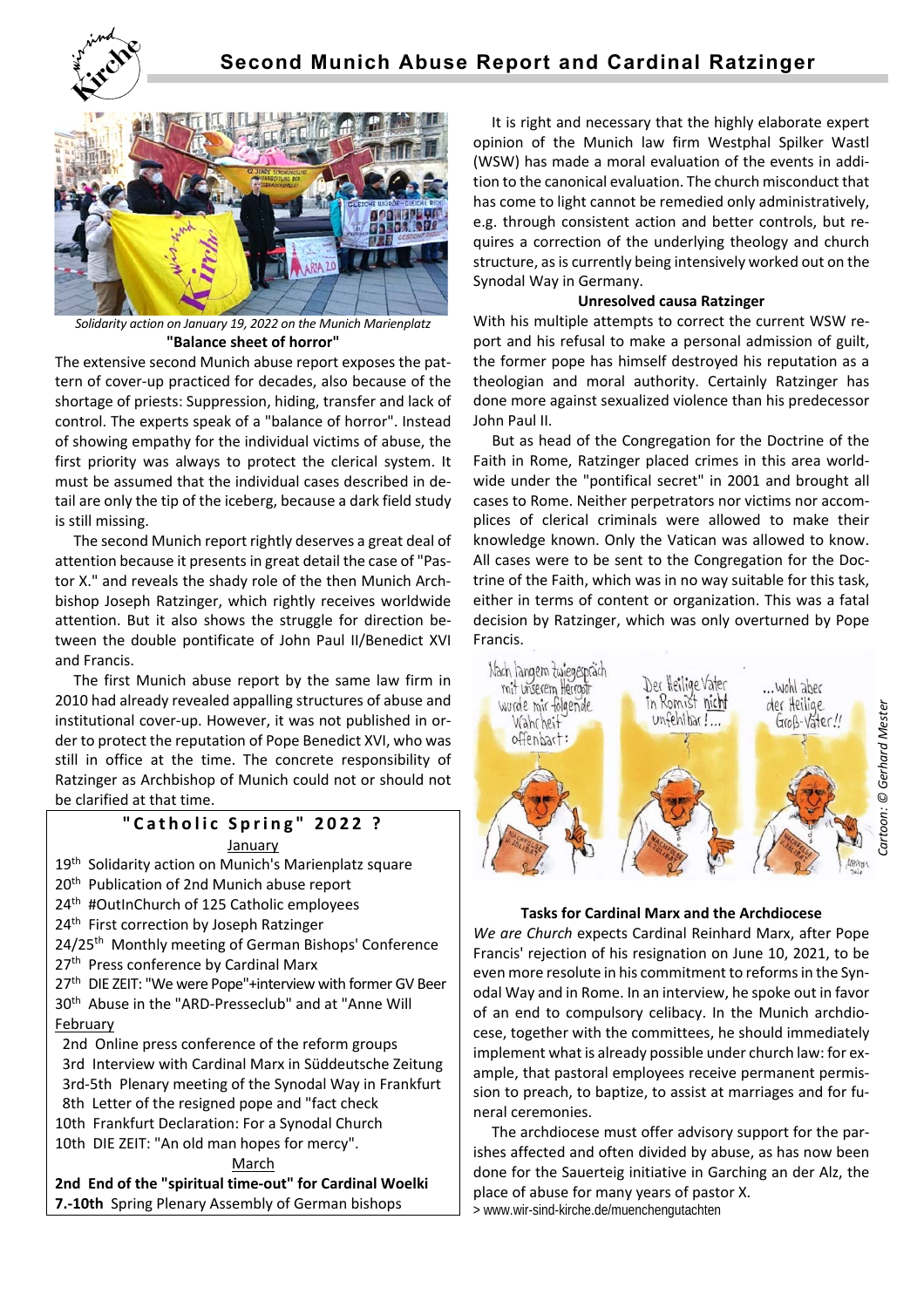# Second Munich Abuse Report and Cardinal Ratzinger

*Solidarity action on January 19, 2022 on the Munich Marienplatz*

**"Balance sheet of horror"**

The extensive second Munich abuse report exposes the pattern of cover-up practiced for decades, also because of the shortage of priests: Suppression, hiding, transfer and lack of control. The experts speak of a "balance of horror". Instead of showing empathy for the individual victims of abuse, the first priority was always to protect the clerical system. It must be assumed that the individual cases described in detail are only the tip of the iceberg, because a dark field study is still missing.

The second Munich report rightly deserves a great deal of attention because it presents in great detail the case of "Pastor X." and reveals the shady role of the then Munich Archbishop Joseph Ratzinger, which rightly receives worldwide attention. But it also shows the struggle for direction between the double pontificate of John Paul II/Benedict XVI and Francis.

The first Munich abuse report by the same law firm in 2010 had already revealed appalling structures of abuse and institutional cover-up. However, it was not published in order to protect the reputation of Pope Benedict XVI, who was still in office at the time. The concrete responsibility of Ratzinger as Archbishop of Munich could not or should not be clarified at that time.

**"Catholic Spring" 2022 ?**

January

- 19th Solidarity action on Munich's Marienplatz square
- 20th Publication of 2nd Munich abuse report
- 24th #OutInChurch of 125 Catholic employees
- 24th First correction by Joseph Ratzinger
- 24/25th Monthly meeting of German Bishops' Conference
- 27th Press conference by Cardinal Marx
- 27th DIE ZEIT: "We were Pope"+interview with former GV Beer
- 30th Abuse in the "ARD-Presseclub" and at "Anne Will

February

- 2nd Online press conference of the reform groups
- 3rd Interview with Cardinal Marx in Süddeutsche Zeitung
- 3rd-5th Plenary meeting of the Synodal Way in Frankfurt
- 8th Letter of the resigned pope and "fact check
- 10th Frankfurt Declaration: For a Synodal Church
- 10th DIE ZEIT: "An old man hopes for mercy".

March

- **2nd End of the "spiritual time-out" for Cardinal Woelki**
- **7.-10th** Spring Plenary Assembly of German bishops

It is right and necessary that the highly elaborate expert opinion of the Munich law firm Westphal Spilker Wastl (WSW) has made a moral evaluation of the events in addition to the canonical evaluation. The church misconduct that has come to light cannot be remedied only administratively, e.g. through consistent action and better controls, but requires a correction of the underlying theology and church structure, as is currently being intensively worked out on the Synodal Way in Germany.

**Unresolved causa Ratzinger**

With his multiple attempts to correct the current WSW report and his refusal to make a personal admission of guilt, the former pope has himself destroyed his reputation as a theologian and moral authority. Certainly Ratzinger has done more against sexualized violence than his predecessor John Paul II.

But as head of the Congregation for the Doctrine of the Faith in Rome, Ratzinger placed crimes in this area worldwide under the "pontifical secret" in 2001 and brought all cases to Rome. Neither perpetrators nor victims nor accomplices of clerical criminals were allowed to make their knowledge known. Only the Vatican was allowed to know. All cases were to be sent to the Congregation for the Doctrine of the Faith, which was in no way suitable for this task, either in terms of content or organization. This was a fatal decision by Ratzinger, which was only overturned by Pope Francis.

*Cartoon: © Gerhard Mester*

**Tasks for Cardinal Marx and the Archdiocese**

*We are Church* expects Cardinal Reinhard Marx, after Pope Francis' rejection of his resignation on June 10, 2021, to be even more resolute in his commitment to reforms in the Synodal Way and in Rome. In an interview, he spoke out in favor of an end to compulsory celibacy. In the Munich archdiocese, together with the committees, he should immediately implement what is already possible under church law: for example, that pastoral employees receive permanent permission to preach, to baptize, to assist at marriages and for funeral ceremonies.

The archdiocese must offer advisory support for the parishes affected and often divided by abuse, as has now been done for the Sauerteig initiative in Garching an der Alz, the place of abuse for many years of pastor X.

> www.wir-sind-kirche.de/muenchengutachten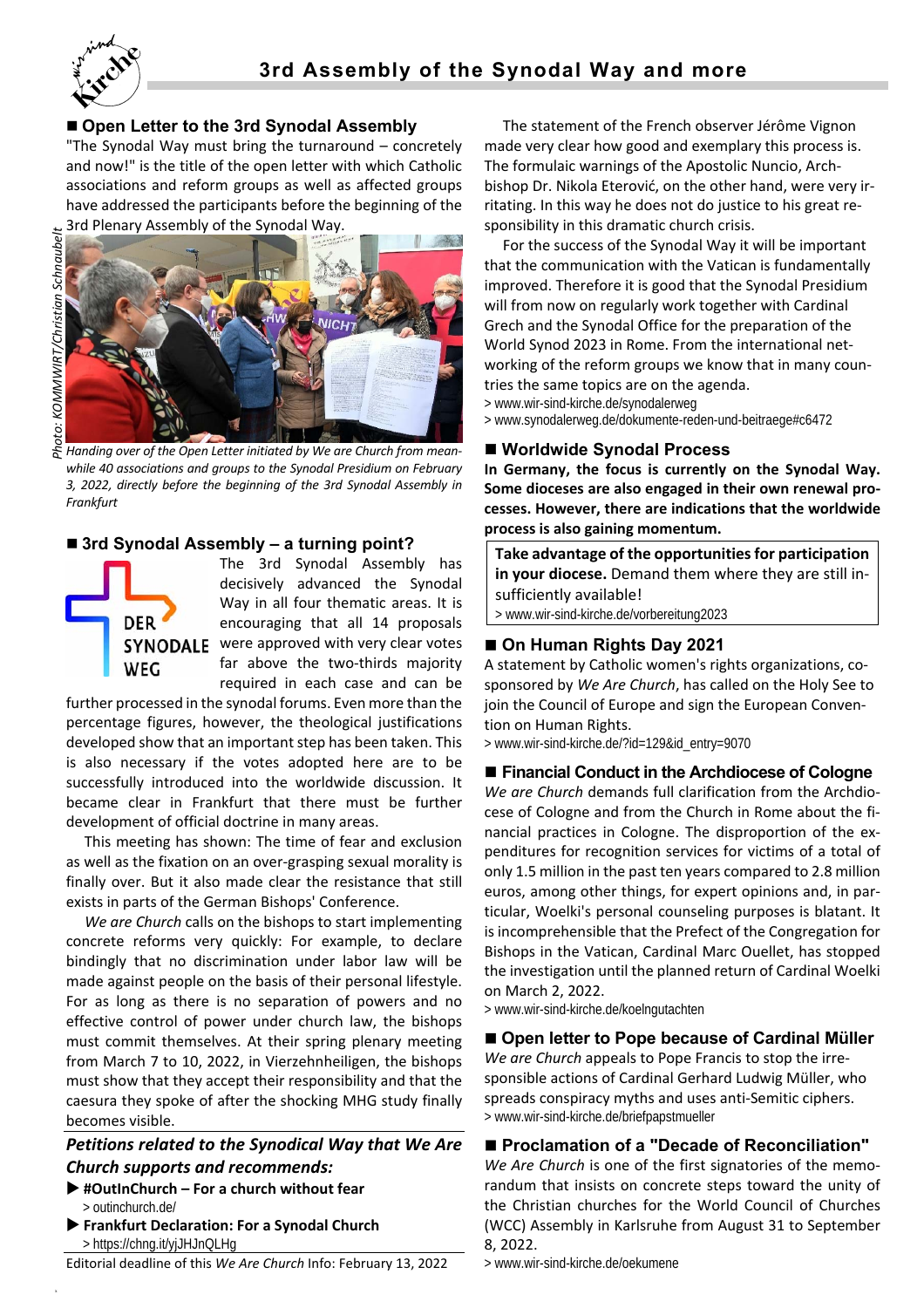# 3rd Assembly of the Synodal Way and more

## ■ Open Letter to the 3rd Synodal Assembly

"The Synodal Way must bring the turnaround – concretely and now!" is the title of the open letter with which Catholic associations and reform groups as well as affected groups have addressed the participants before the beginning of the 3rd Plenary Assembly of the Synodal Way.

Photo: KOMMWIRT/Christian Schnaubelt

*Handing over of the Open Letter initiated by We are Church from meanwhile 40 associations and groups to the Synodal Presidium on February 3, 2022, directly before the beginning of the 3rd Synodal Assembly in Frankfurt*

## ■ 3rd Synodal Assembly – a turning point?

DER SYNODALE WEG

The 3rd Synodal Assembly has decisively advanced the Synodal Way in all four thematic areas. It is encouraging that all 14 proposals were approved with very clear votes far above the two-thirds majority required in each case and can be further processed in the synodal forums. Even more than the percentage figures, however, the theological justifications developed show that an important step has been taken. This is also necessary if the votes adopted here are to be successfully introduced into the worldwide discussion. It became clear in Frankfurt that there must be further development of official doctrine in many areas.

This meeting has shown: The time of fear and exclusion as well as the fixation on an over-grasping sexual morality is finally over. But it also made clear the resistance that still exists in parts of the German Bishops' Conference.

*We are Church* calls on the bishops to start implementing concrete reforms very quickly: For example, to declare bindingly that no discrimination under labor law will be made against people on the basis of their personal lifestyle. For as long as there is no separation of powers and no effective control of power under church law, the bishops must commit themselves. At their spring plenary meeting from March 7 to 10, 2022, in Vierzehnheiligen, the bishops must show that they accept their responsibility and that the caesura they spoke of after the shocking MHG study finally becomes visible.

***Petitions related to the Synodical Way that We Are Church supports and recommends:***

▶ **#OutInChurch – For a church without fear**
> outinchurch.de/

▶ **Frankfurt Declaration: For a Synodal Church**
> https://chng.it/yjJHJnQLHg

Editorial deadline of this *We Are Church* Info: February 13, 2022

The statement of the French observer Jérôme Vignon made very clear how good and exemplary this process is. The formulaic warnings of the Apostolic Nuncio, Archbishop Dr. Nikola Eterović, on the other hand, were very irritating. In this way he does not do justice to his great responsibility in this dramatic church crisis.

For the success of the Synodal Way it will be important that the communication with the Vatican is fundamentally improved. Therefore it is good that the Synodal Presidium will from now on regularly work together with Cardinal Grech and the Synodal Office for the preparation of the World Synod 2023 in Rome. From the international networking of the reform groups we know that in many countries the same topics are on the agenda.

> www.wir-sind-kirche.de/synodalerweg
> www.synodalerweg.de/dokumente-reden-und-beitraege#c6472

## ■ Worldwide Synodal Process

**In Germany, the focus is currently on the Synodal Way. Some dioceses are also engaged in their own renewal processes. However, there are indications that the worldwide process is also gaining momentum.**

**Take advantage of the opportunities for participation in your diocese.** Demand them where they are still insufficiently available!
> www.wir-sind-kirche.de/vorbereitung2023

## ■ On Human Rights Day 2021

A statement by Catholic women's rights organizations, co-sponsored by *We Are Church*, has called on the Holy See to join the Council of Europe and sign the European Convention on Human Rights.
> www.wir-sind-kirche.de/?id=129&id_entry=9070

## ■ Financial Conduct in the Archdiocese of Cologne

*We are Church* demands full clarification from the Archdiocese of Cologne and from the Church in Rome about the financial practices in Cologne. The disproportion of the expenditures for recognition services for victims of a total of only 1.5 million in the past ten years compared to 2.8 million euros, among other things, for expert opinions and, in particular, Woelki's personal counseling purposes is blatant. It is incomprehensible that the Prefect of the Congregation for Bishops in the Vatican, Cardinal Marc Ouellet, has stopped the investigation until the planned return of Cardinal Woelki on March 2, 2022.
> www.wir-sind-kirche.de/koelngutachten

## ■ Open letter to Pope because of Cardinal Müller

*We are Church* appeals to Pope Francis to stop the irresponsible actions of Cardinal Gerhard Ludwig Müller, who spreads conspiracy myths and uses anti-Semitic ciphers.
> www.wir-sind-kirche.de/briefpapstmueller

## ■ Proclamation of a "Decade of Reconciliation"

*We Are Church* is one of the first signatories of the memorandum that insists on concrete steps toward the unity of the Christian churches for the World Council of Churches (WCC) Assembly in Karlsruhe from August 31 to September 8, 2022.
> www.wir-sind-kirche.de/oekumene